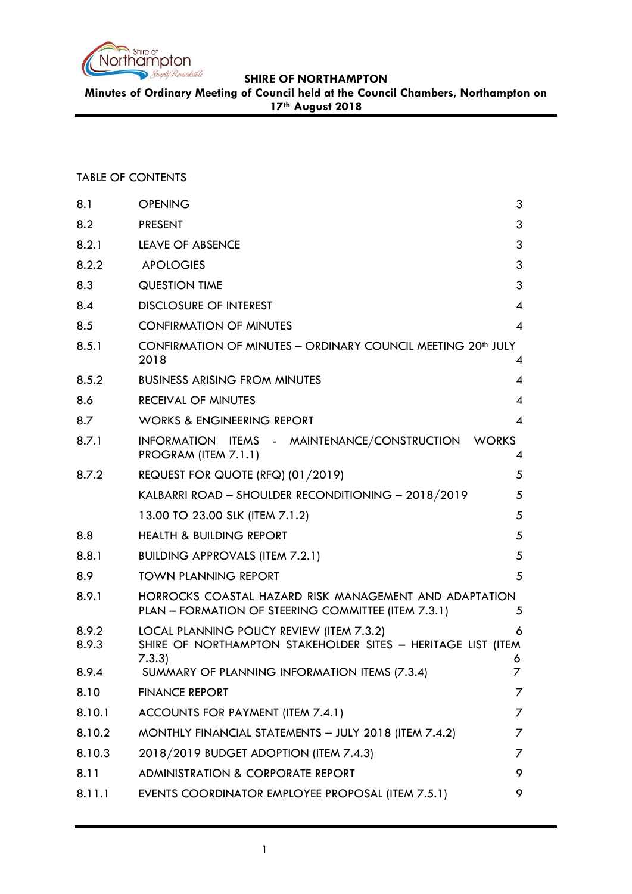**SHIRE OF NORTHAMPTON**

**Minutes of Ordinary Meeting of Council held at the Council Chambers, Northampton on 17th August 2018**

TABLE OF CONTENTS

| | | |
|---|---|---|
| 8.1 | OPENING | 3 |
| 8.2 | PRESENT | 3 |
| 8.2.1 | LEAVE OF ABSENCE | 3 |
| 8.2.2 | APOLOGIES | 3 |
| 8.3 | QUESTION TIME | 3 |
| 8.4 | DISCLOSURE OF INTEREST | 4 |
| 8.5 | CONFIRMATION OF MINUTES | 4 |
| 8.5.1 | CONFIRMATION OF MINUTES – ORDINARY COUNCIL MEETING 20th JULY 2018 | 4 |
| 8.5.2 | BUSINESS ARISING FROM MINUTES | 4 |
| 8.6 | RECEIVAL OF MINUTES | 4 |
| 8.7 | WORKS & ENGINEERING REPORT | 4 |
| 8.7.1 | INFORMATION ITEMS - MAINTENANCE/CONSTRUCTION WORKS PROGRAM (ITEM 7.1.1) | 4 |
| 8.7.2 | REQUEST FOR QUOTE (RFQ) (01/2019) | 5 |
| | KALBARRI ROAD – SHOULDER RECONDITIONING – 2018/2019 | 5 |
| | 13.00 TO 23.00 SLK (ITEM 7.1.2) | 5 |
| 8.8 | HEALTH & BUILDING REPORT | 5 |
| 8.8.1 | BUILDING APPROVALS (ITEM 7.2.1) | 5 |
| 8.9 | TOWN PLANNING REPORT | 5 |
| 8.9.1 | HORROCKS COASTAL HAZARD RISK MANAGEMENT AND ADAPTATION PLAN – FORMATION OF STEERING COMMITTEE (ITEM 7.3.1) | 5 |
| 8.9.2 | LOCAL PLANNING POLICY REVIEW (ITEM 7.3.2) | 6 |
| 8.9.3 | SHIRE OF NORTHAMPTON STAKEHOLDER SITES – HERITAGE LIST (ITEM 7.3.3) | 6 |
| 8.9.4 | SUMMARY OF PLANNING INFORMATION ITEMS (7.3.4) | 7 |
| 8.10 | FINANCE REPORT | 7 |
| 8.10.1 | ACCOUNTS FOR PAYMENT (ITEM 7.4.1) | 7 |
| 8.10.2 | MONTHLY FINANCIAL STATEMENTS – JULY 2018 (ITEM 7.4.2) | 7 |
| 8.10.3 | 2018/2019 BUDGET ADOPTION (ITEM 7.4.3) | 7 |
| 8.11 | ADMINISTRATION & CORPORATE REPORT | 9 |
| 8.11.1 | EVENTS COORDINATOR EMPLOYEE PROPOSAL (ITEM 7.5.1) | 9 |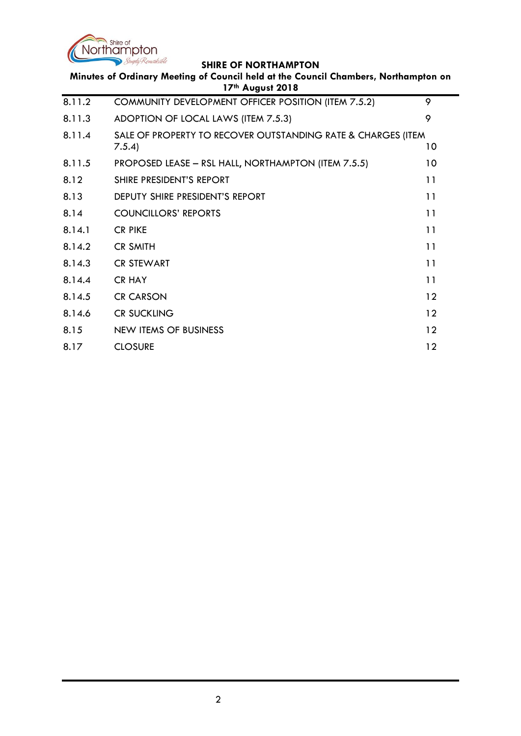| | | |
|---|---|---|
| 8.11.2 | COMMUNITY DEVELOPMENT OFFICER POSITION (ITEM 7.5.2) | 9 |
| 8.11.3 | ADOPTION OF LOCAL LAWS (ITEM 7.5.3) | 9 |
| 8.11.4 | SALE OF PROPERTY TO RECOVER OUTSTANDING RATE & CHARGES (ITEM 7.5.4) | 10 |
| 8.11.5 | PROPOSED LEASE – RSL HALL, NORTHAMPTON (ITEM 7.5.5) | 10 |
| 8.12 | SHIRE PRESIDENT'S REPORT | 11 |
| 8.13 | DEPUTY SHIRE PRESIDENT'S REPORT | 11 |
| 8.14 | COUNCILLORS' REPORTS | 11 |
| 8.14.1 | CR PIKE | 11 |
| 8.14.2 | CR SMITH | 11 |
| 8.14.3 | CR STEWART | 11 |
| 8.14.4 | CR HAY | 11 |
| 8.14.5 | CR CARSON | 12 |
| 8.14.6 | CR SUCKLING | 12 |
| 8.15 | NEW ITEMS OF BUSINESS | 12 |
| 8.17 | CLOSURE | 12 |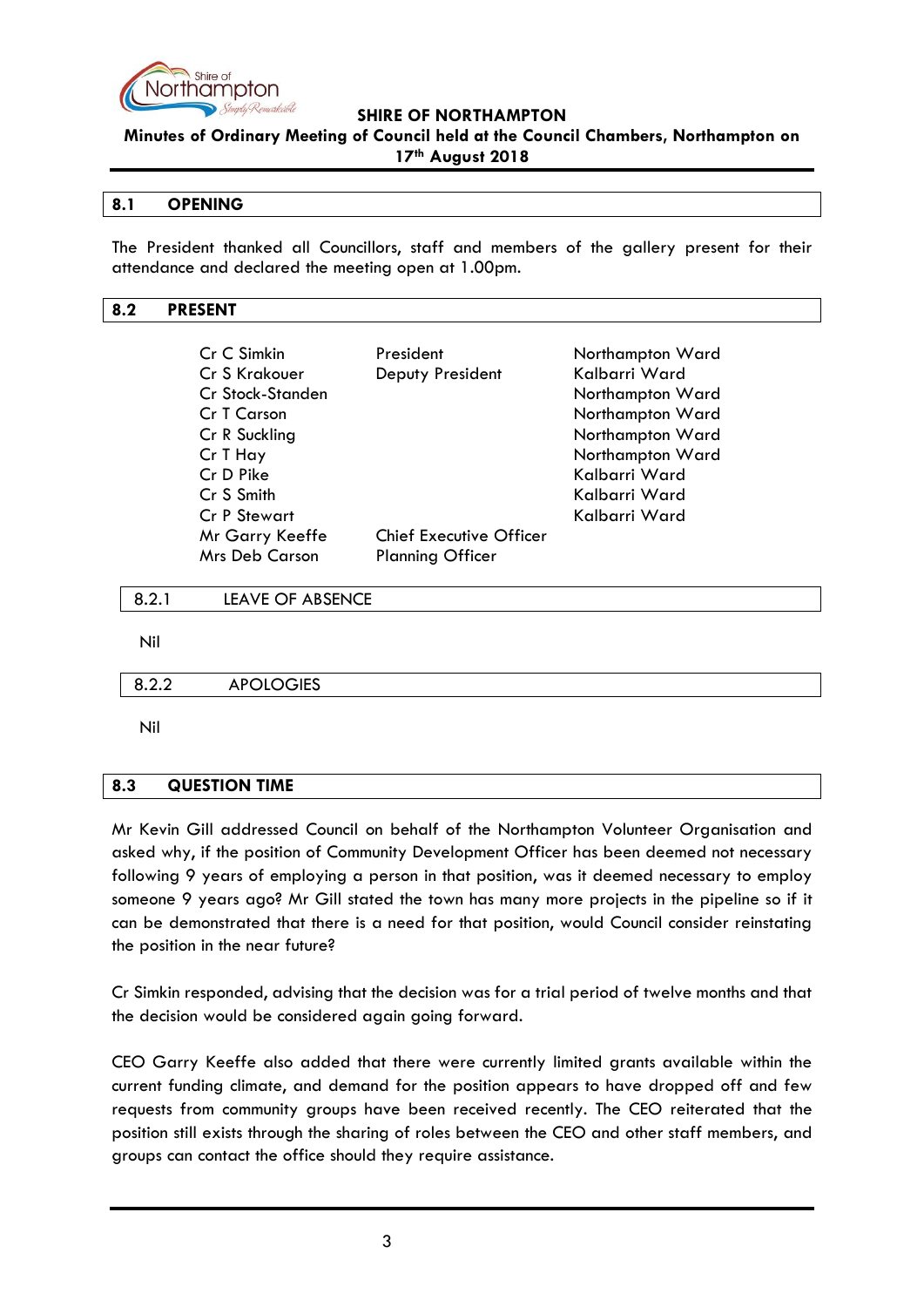## 8.1 OPENING

The President thanked all Councillors, staff and members of the gallery present for their attendance and declared the meeting open at 1.00pm.

## 8.2 PRESENT

| | | |
|---|---|---|
| Cr C Simkin | President | Northampton Ward |
| Cr S Krakouer | Deputy President | Kalbarri Ward |
| Cr Stock-Standen | | Northampton Ward |
| Cr T Carson | | Northampton Ward |
| Cr R Suckling | | Northampton Ward |
| Cr T Hay | | Northampton Ward |
| Cr D Pike | | Kalbarri Ward |
| Cr S Smith | | Kalbarri Ward |
| Cr P Stewart | | Kalbarri Ward |
| Mr Garry Keeffe | Chief Executive Officer | |
| Mrs Deb Carson | Planning Officer | |

### 8.2.1 LEAVE OF ABSENCE

Nil

### 8.2.2 APOLOGIES

Nil

## 8.3 QUESTION TIME

Mr Kevin Gill addressed Council on behalf of the Northampton Volunteer Organisation and asked why, if the position of Community Development Officer has been deemed not necessary following 9 years of employing a person in that position, was it deemed necessary to employ someone 9 years ago? Mr Gill stated the town has many more projects in the pipeline so if it can be demonstrated that there is a need for that position, would Council consider reinstating the position in the near future?

Cr Simkin responded, advising that the decision was for a trial period of twelve months and that the decision would be considered again going forward.

CEO Garry Keeffe also added that there were currently limited grants available within the current funding climate, and demand for the position appears to have dropped off and few requests from community groups have been received recently. The CEO reiterated that the position still exists through the sharing of roles between the CEO and other staff members, and groups can contact the office should they require assistance.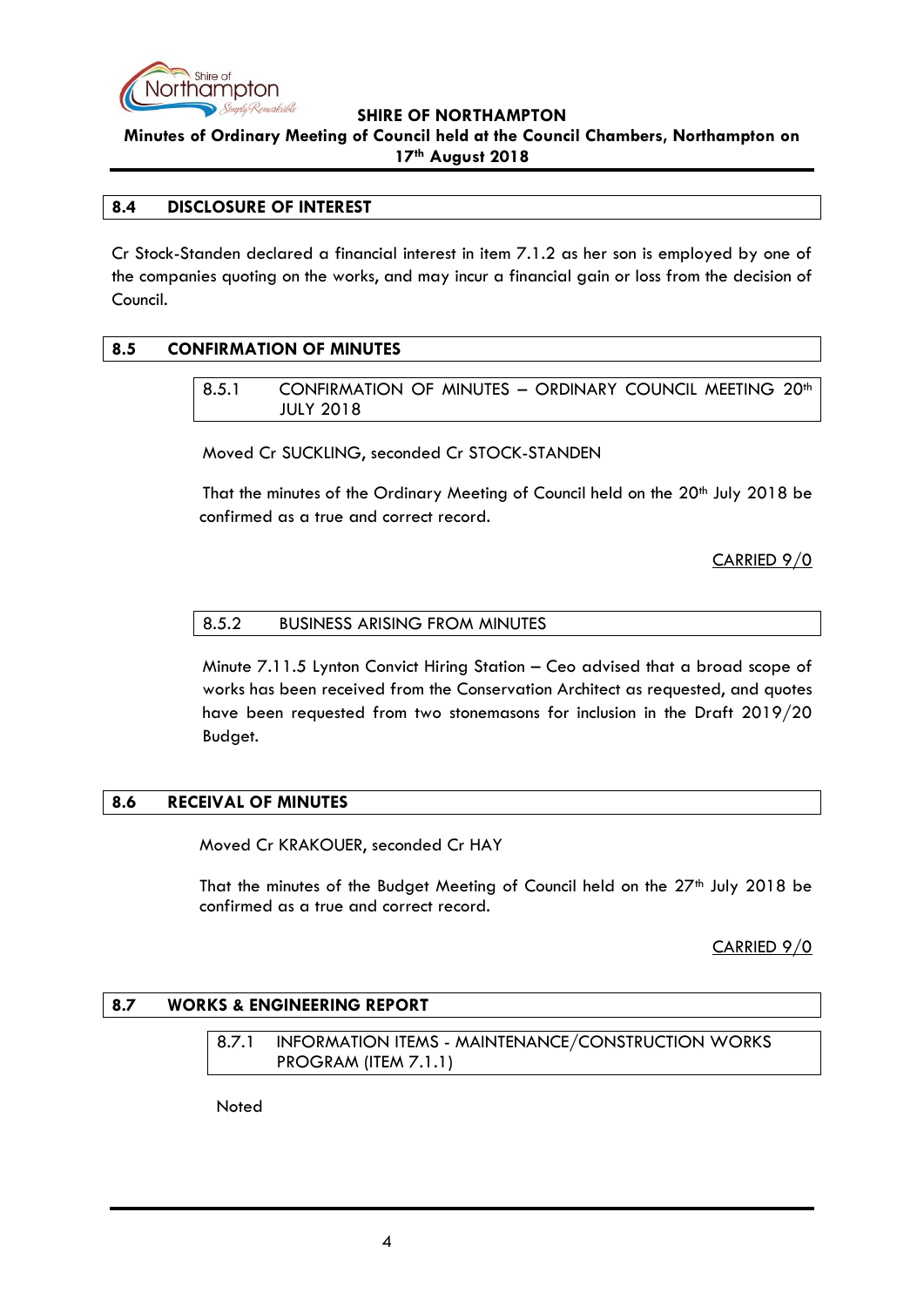## 8.4 DISCLOSURE OF INTEREST

Cr Stock-Standen declared a financial interest in item 7.1.2 as her son is employed by one of the companies quoting on the works, and may incur a financial gain or loss from the decision of Council.

## 8.5 CONFIRMATION OF MINUTES

### 8.5.1 CONFIRMATION OF MINUTES – ORDINARY COUNCIL MEETING 20th JULY 2018

Moved Cr SUCKLING, seconded Cr STOCK-STANDEN

That the minutes of the Ordinary Meeting of Council held on the 20th July 2018 be confirmed as a true and correct record.

CARRIED 9/0

### 8.5.2 BUSINESS ARISING FROM MINUTES

Minute 7.11.5 Lynton Convict Hiring Station – Ceo advised that a broad scope of works has been received from the Conservation Architect as requested, and quotes have been requested from two stonemasons for inclusion in the Draft 2019/20 Budget.

## 8.6 RECEIVAL OF MINUTES

Moved Cr KRAKOUER, seconded Cr HAY

That the minutes of the Budget Meeting of Council held on the 27th July 2018 be confirmed as a true and correct record.

CARRIED 9/0

## 8.7 WORKS & ENGINEERING REPORT

### 8.7.1 INFORMATION ITEMS - MAINTENANCE/CONSTRUCTION WORKS PROGRAM (ITEM 7.1.1)

Noted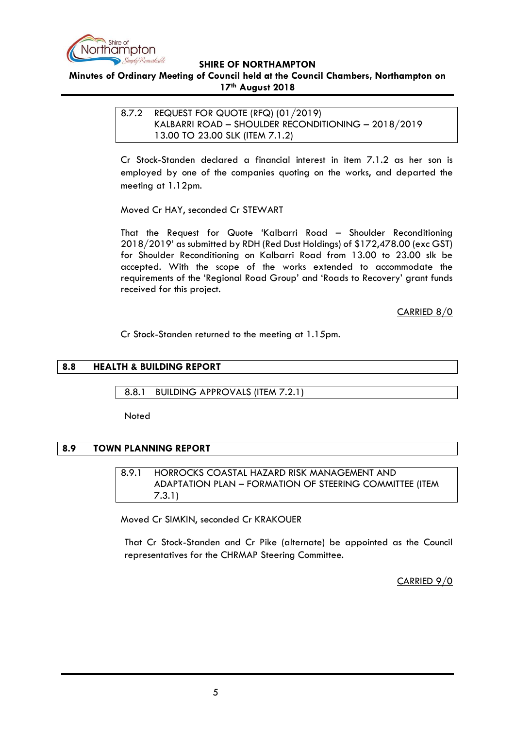### 8.7.2 REQUEST FOR QUOTE (RFQ) (01/2019) KALBARRI ROAD – SHOULDER RECONDITIONING – 2018/2019 13.00 TO 23.00 SLK (ITEM 7.1.2)

Cr Stock-Standen declared a financial interest in item 7.1.2 as her son is employed by one of the companies quoting on the works, and departed the meeting at 1.12pm.

Moved Cr HAY, seconded Cr STEWART

That the Request for Quote 'Kalbarri Road – Shoulder Reconditioning 2018/2019' as submitted by RDH (Red Dust Holdings) of $172,478.00 (exc GST) for Shoulder Reconditioning on Kalbarri Road from 13.00 to 23.00 slk be accepted. With the scope of the works extended to accommodate the requirements of the 'Regional Road Group' and 'Roads to Recovery' grant funds received for this project.

CARRIED 8/0

Cr Stock-Standen returned to the meeting at 1.15pm.

## 8.8 HEALTH & BUILDING REPORT

### 8.8.1 BUILDING APPROVALS (ITEM 7.2.1)

Noted

## 8.9 TOWN PLANNING REPORT

### 8.9.1 HORROCKS COASTAL HAZARD RISK MANAGEMENT AND ADAPTATION PLAN – FORMATION OF STEERING COMMITTEE (ITEM 7.3.1)

Moved Cr SIMKIN, seconded Cr KRAKOUER

That Cr Stock-Standen and Cr Pike (alternate) be appointed as the Council representatives for the CHRMAP Steering Committee.

CARRIED 9/0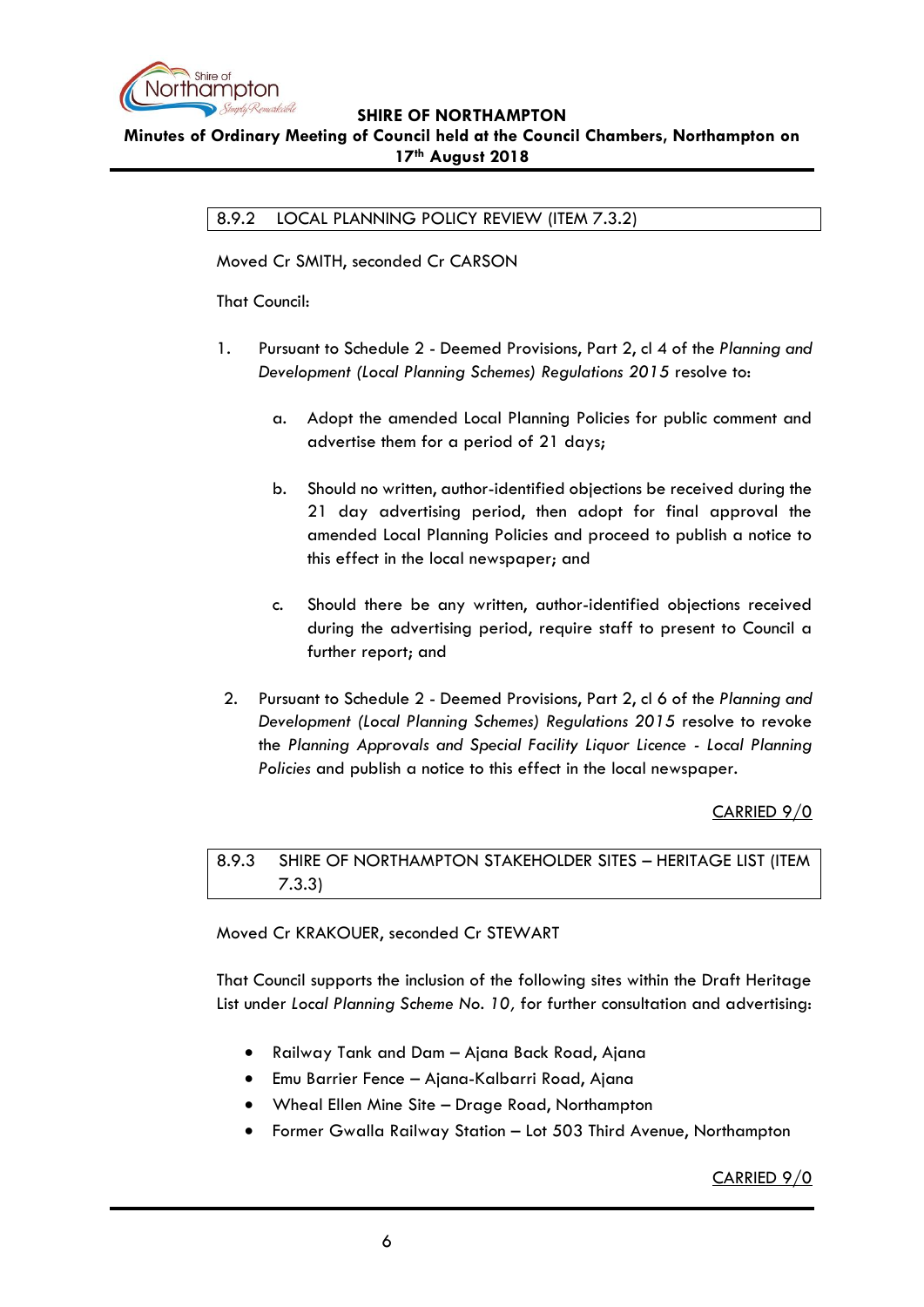### 8.9.2 LOCAL PLANNING POLICY REVIEW (ITEM 7.3.2)

Moved Cr SMITH, seconded Cr CARSON

That Council:

1. Pursuant to Schedule 2 - Deemed Provisions, Part 2, cl 4 of the *Planning and Development (Local Planning Schemes) Regulations 2015* resolve to:

   a. Adopt the amended Local Planning Policies for public comment and advertise them for a period of 21 days;

   b. Should no written, author-identified objections be received during the 21 day advertising period, then adopt for final approval the amended Local Planning Policies and proceed to publish a notice to this effect in the local newspaper; and

   c. Should there be any written, author-identified objections received during the advertising period, require staff to present to Council a further report; and

2. Pursuant to Schedule 2 - Deemed Provisions, Part 2, cl 6 of the *Planning and Development (Local Planning Schemes) Regulations 2015* resolve to revoke the *Planning Approvals and Special Facility Liquor Licence - Local Planning Policies* and publish a notice to this effect in the local newspaper.

CARRIED 9/0

### 8.9.3 SHIRE OF NORTHAMPTON STAKEHOLDER SITES – HERITAGE LIST (ITEM 7.3.3)

Moved Cr KRAKOUER, seconded Cr STEWART

That Council supports the inclusion of the following sites within the Draft Heritage List under *Local Planning Scheme No. 10,* for further consultation and advertising:

- Railway Tank and Dam – Ajana Back Road, Ajana
- Emu Barrier Fence – Ajana-Kalbarri Road, Ajana
- Wheal Ellen Mine Site – Drage Road, Northampton
- Former Gwalla Railway Station – Lot 503 Third Avenue, Northampton

CARRIED 9/0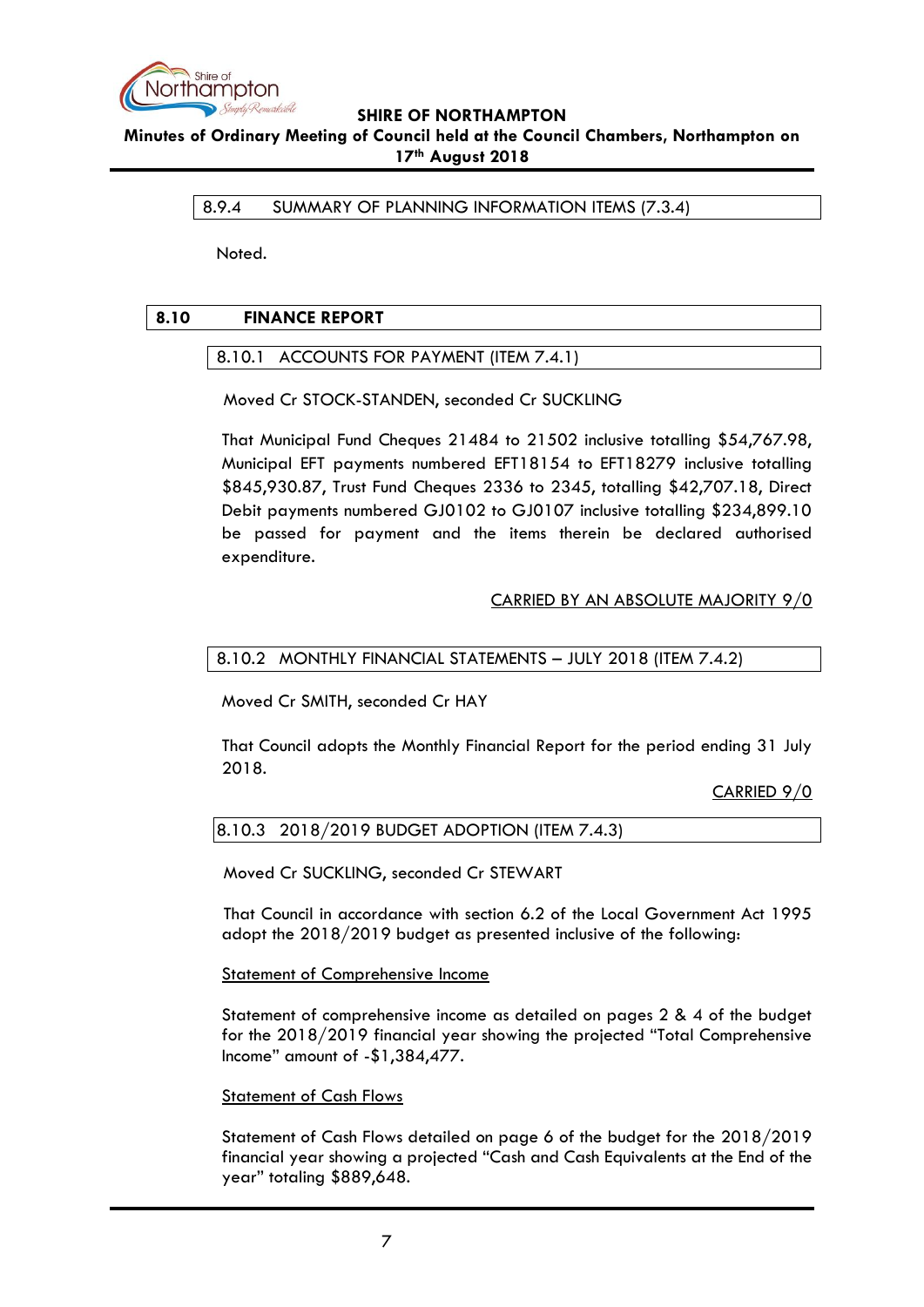### 8.9.4 SUMMARY OF PLANNING INFORMATION ITEMS (7.3.4)

Noted.

## 8.10 FINANCE REPORT

### 8.10.1 ACCOUNTS FOR PAYMENT (ITEM 7.4.1)

Moved Cr STOCK-STANDEN, seconded Cr SUCKLING

That Municipal Fund Cheques 21484 to 21502 inclusive totalling $54,767.98, Municipal EFT payments numbered EFT18154 to EFT18279 inclusive totalling $845,930.87, Trust Fund Cheques 2336 to 2345, totalling $42,707.18, Direct Debit payments numbered GJ0102 to GJ0107 inclusive totalling $234,899.10 be passed for payment and the items therein be declared authorised expenditure.

<u>CARRIED BY AN ABSOLUTE MAJORITY 9/0</u>

### 8.10.2 MONTHLY FINANCIAL STATEMENTS – JULY 2018 (ITEM 7.4.2)

Moved Cr SMITH, seconded Cr HAY

That Council adopts the Monthly Financial Report for the period ending 31 July 2018.

<u>CARRIED 9/0</u>

### 8.10.3 2018/2019 BUDGET ADOPTION (ITEM 7.4.3)

Moved Cr SUCKLING, seconded Cr STEWART

That Council in accordance with section 6.2 of the Local Government Act 1995 adopt the 2018/2019 budget as presented inclusive of the following:

<u>Statement of Comprehensive Income</u>

Statement of comprehensive income as detailed on pages 2 & 4 of the budget for the 2018/2019 financial year showing the projected "Total Comprehensive Income" amount of -$1,384,477.

<u>Statement of Cash Flows</u>

Statement of Cash Flows detailed on page 6 of the budget for the 2018/2019 financial year showing a projected "Cash and Cash Equivalents at the End of the year" totaling $889,648.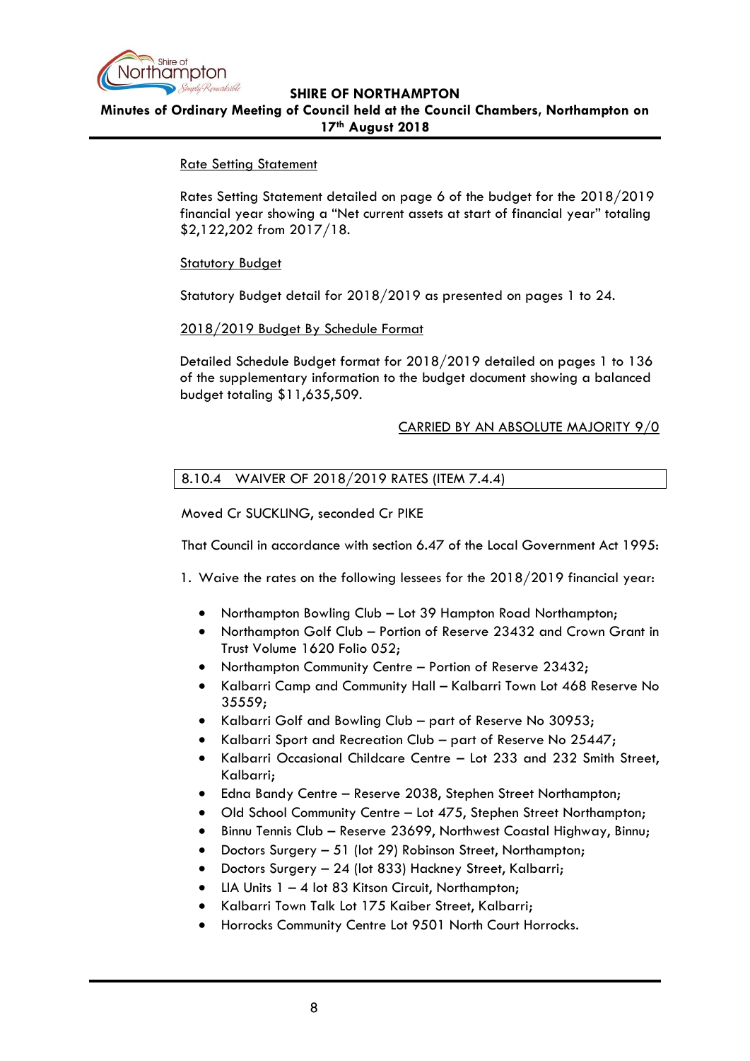Rate Setting Statement

Rates Setting Statement detailed on page 6 of the budget for the 2018/2019 financial year showing a "Net current assets at start of financial year" totaling $2,122,202 from 2017/18.

Statutory Budget

Statutory Budget detail for 2018/2019 as presented on pages 1 to 24.

2018/2019 Budget By Schedule Format

Detailed Schedule Budget format for 2018/2019 detailed on pages 1 to 136 of the supplementary information to the budget document showing a balanced budget totaling $11,635,509.

CARRIED BY AN ABSOLUTE MAJORITY 9/0

### 8.10.4 WAIVER OF 2018/2019 RATES (ITEM 7.4.4)

Moved Cr SUCKLING, seconded Cr PIKE

That Council in accordance with section 6.47 of the Local Government Act 1995:

1. Waive the rates on the following lessees for the 2018/2019 financial year:

   - Northampton Bowling Club – Lot 39 Hampton Road Northampton;
   - Northampton Golf Club – Portion of Reserve 23432 and Crown Grant in Trust Volume 1620 Folio 052;
   - Northampton Community Centre – Portion of Reserve 23432;
   - Kalbarri Camp and Community Hall – Kalbarri Town Lot 468 Reserve No 35559;
   - Kalbarri Golf and Bowling Club – part of Reserve No 30953;
   - Kalbarri Sport and Recreation Club – part of Reserve No 25447;
   - Kalbarri Occasional Childcare Centre – Lot 233 and 232 Smith Street, Kalbarri;
   - Edna Bandy Centre – Reserve 2038, Stephen Street Northampton;
   - Old School Community Centre – Lot 475, Stephen Street Northampton;
   - Binnu Tennis Club – Reserve 23699, Northwest Coastal Highway, Binnu;
   - Doctors Surgery – 51 (lot 29) Robinson Street, Northampton;
   - Doctors Surgery – 24 (lot 833) Hackney Street, Kalbarri;
   - LIA Units 1 – 4 lot 83 Kitson Circuit, Northampton;
   - Kalbarri Town Talk Lot 175 Kaiber Street, Kalbarri;
   - Horrocks Community Centre Lot 9501 North Court Horrocks.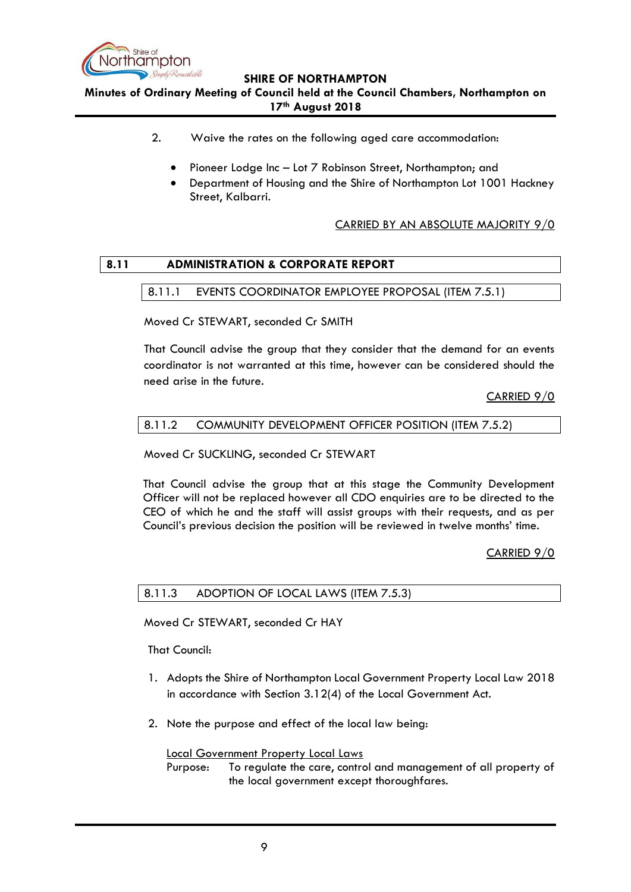2. Waive the rates on the following aged care accommodation:

- Pioneer Lodge Inc – Lot 7 Robinson Street, Northampton; and
- Department of Housing and the Shire of Northampton Lot 1001 Hackney Street, Kalbarri.

CARRIED BY AN ABSOLUTE MAJORITY 9/0

## 8.11 ADMINISTRATION & CORPORATE REPORT

### 8.11.1 EVENTS COORDINATOR EMPLOYEE PROPOSAL (ITEM 7.5.1)

Moved Cr STEWART, seconded Cr SMITH

That Council advise the group that they consider that the demand for an events coordinator is not warranted at this time, however can be considered should the need arise in the future.

CARRIED 9/0

### 8.11.2 COMMUNITY DEVELOPMENT OFFICER POSITION (ITEM 7.5.2)

Moved Cr SUCKLING, seconded Cr STEWART

That Council advise the group that at this stage the Community Development Officer will not be replaced however all CDO enquiries are to be directed to the CEO of which he and the staff will assist groups with their requests, and as per Council's previous decision the position will be reviewed in twelve months' time.

CARRIED 9/0

### 8.11.3 ADOPTION OF LOCAL LAWS (ITEM 7.5.3)

Moved Cr STEWART, seconded Cr HAY

That Council:

1. Adopts the Shire of Northampton Local Government Property Local Law 2018 in accordance with Section 3.12(4) of the Local Government Act.

2. Note the purpose and effect of the local law being:

   Local Government Property Local Laws
   Purpose: To regulate the care, control and management of all property of the local government except thoroughfares.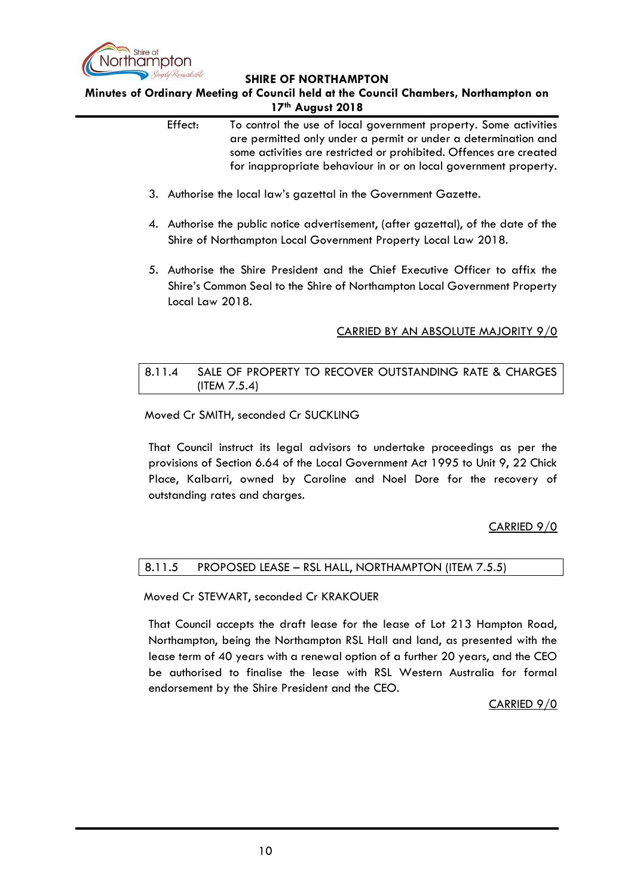Effect: To control the use of local government property. Some activities are permitted only under a permit or under a determination and some activities are restricted or prohibited. Offences are created for inappropriate behaviour in or on local government property.

3. Authorise the local law's gazettal in the Government Gazette.

4. Authorise the public notice advertisement, (after gazettal), of the date of the Shire of Northampton Local Government Property Local Law 2018.

5. Authorise the Shire President and the Chief Executive Officer to affix the Shire's Common Seal to the Shire of Northampton Local Government Property Local Law 2018.

CARRIED BY AN ABSOLUTE MAJORITY 9/0

### 8.11.4 SALE OF PROPERTY TO RECOVER OUTSTANDING RATE & CHARGES (ITEM 7.5.4)

Moved Cr SMITH, seconded Cr SUCKLING

That Council instruct its legal advisors to undertake proceedings as per the provisions of Section 6.64 of the Local Government Act 1995 to Unit 9, 22 Chick Place, Kalbarri, owned by Caroline and Noel Dore for the recovery of outstanding rates and charges.

CARRIED 9/0

### 8.11.5 PROPOSED LEASE – RSL HALL, NORTHAMPTON (ITEM 7.5.5)

Moved Cr STEWART, seconded Cr KRAKOUER

That Council accepts the draft lease for the lease of Lot 213 Hampton Road, Northampton, being the Northampton RSL Hall and land, as presented with the lease term of 40 years with a renewal option of a further 20 years, and the CEO be authorised to finalise the lease with RSL Western Australia for formal endorsement by the Shire President and the CEO.

CARRIED 9/0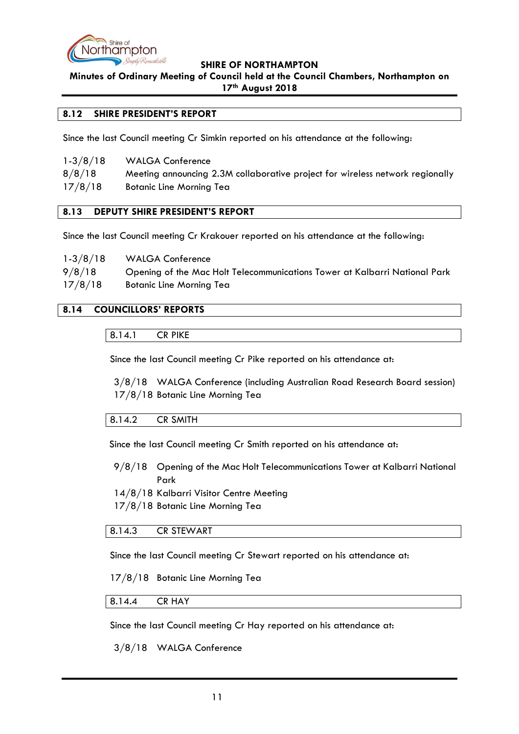## 8.12 SHIRE PRESIDENT'S REPORT

Since the last Council meeting Cr Simkin reported on his attendance at the following:

| | |
|---|---|
| 1-3/8/18 | WALGA Conference |
| 8/8/18 | Meeting announcing 2.3M collaborative project for wireless network regionally |
| 17/8/18 | Botanic Line Morning Tea |

## 8.13 DEPUTY SHIRE PRESIDENT'S REPORT

Since the last Council meeting Cr Krakouer reported on his attendance at the following:

| | |
|---|---|
| 1-3/8/18 | WALGA Conference |
| 9/8/18 | Opening of the Mac Holt Telecommunications Tower at Kalbarri National Park |
| 17/8/18 | Botanic Line Morning Tea |

## 8.14 COUNCILLORS' REPORTS

### 8.14.1 CR PIKE

Since the last Council meeting Cr Pike reported on his attendance at:

| | |
|---|---|
| 3/8/18 | WALGA Conference (including Australian Road Research Board session) |
| 17/8/18 | Botanic Line Morning Tea |

### 8.14.2 CR SMITH

Since the last Council meeting Cr Smith reported on his attendance at:

| | |
|---|---|
| 9/8/18 | Opening of the Mac Holt Telecommunications Tower at Kalbarri National Park |
| 14/8/18 | Kalbarri Visitor Centre Meeting |
| 17/8/18 | Botanic Line Morning Tea |

### 8.14.3 CR STEWART

Since the last Council meeting Cr Stewart reported on his attendance at:

17/8/18 Botanic Line Morning Tea

### 8.14.4 CR HAY

Since the last Council meeting Cr Hay reported on his attendance at:

3/8/18 WALGA Conference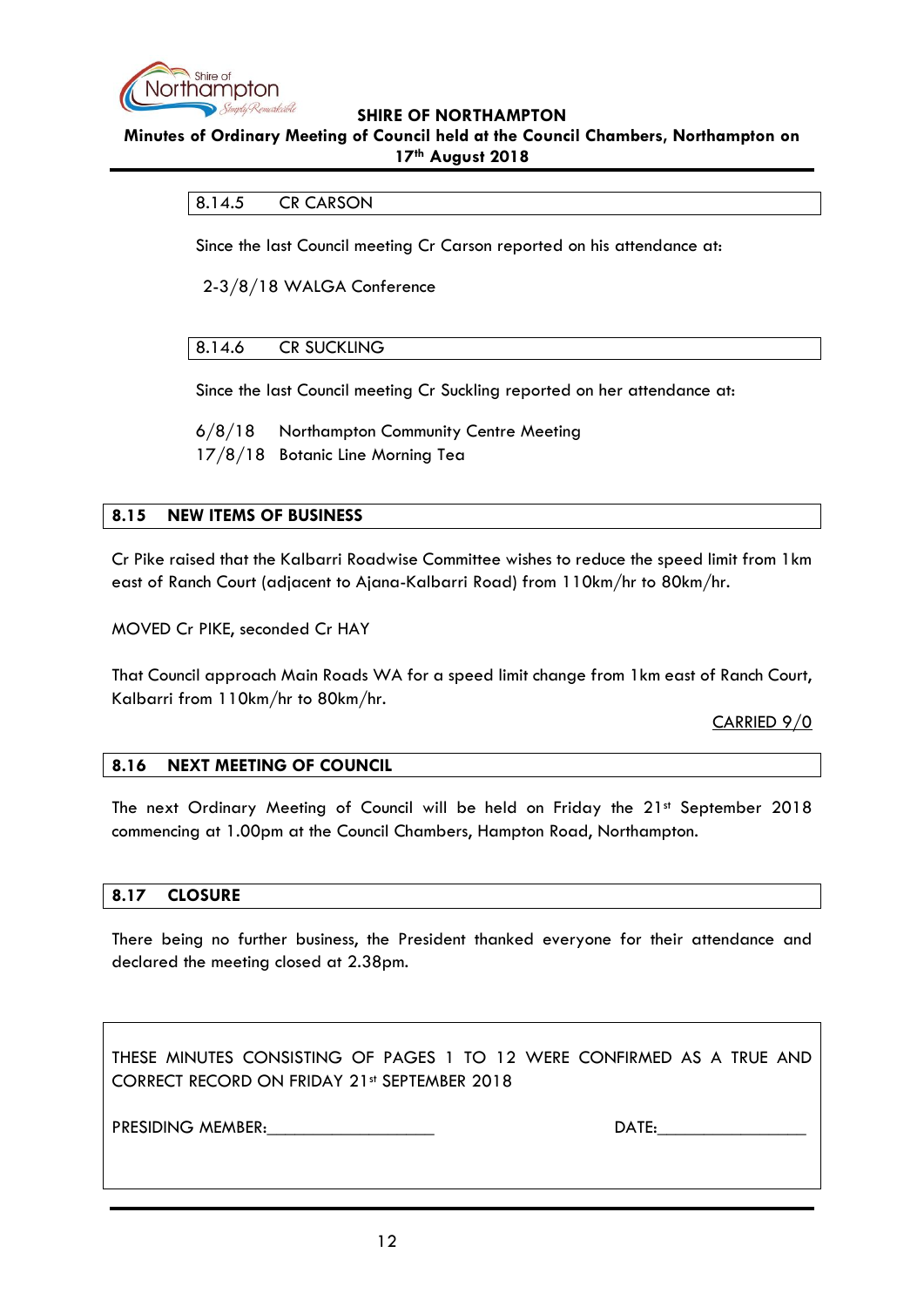### 8.14.5 CR CARSON

Since the last Council meeting Cr Carson reported on his attendance at:

2-3/8/18 WALGA Conference

### 8.14.6 CR SUCKLING

Since the last Council meeting Cr Suckling reported on her attendance at:

6/8/18 Northampton Community Centre Meeting
17/8/18 Botanic Line Morning Tea

## 8.15 NEW ITEMS OF BUSINESS

Cr Pike raised that the Kalbarri Roadwise Committee wishes to reduce the speed limit from 1km east of Ranch Court (adjacent to Ajana-Kalbarri Road) from 110km/hr to 80km/hr.

MOVED Cr PIKE, seconded Cr HAY

That Council approach Main Roads WA for a speed limit change from 1km east of Ranch Court, Kalbarri from 110km/hr to 80km/hr.

CARRIED 9/0

## 8.16 NEXT MEETING OF COUNCIL

The next Ordinary Meeting of Council will be held on Friday the 21st September 2018 commencing at 1.00pm at the Council Chambers, Hampton Road, Northampton.

## 8.17 CLOSURE

There being no further business, the President thanked everyone for their attendance and declared the meeting closed at 2.38pm.

THESE MINUTES CONSISTING OF PAGES 1 TO 12 WERE CONFIRMED AS A TRUE AND CORRECT RECORD ON FRIDAY 21st SEPTEMBER 2018

PRESIDING MEMBER:___________________ DATE:_________________